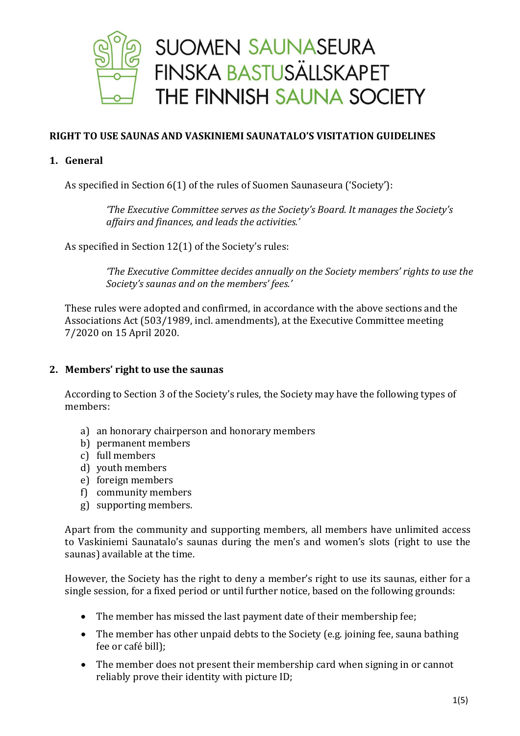SUOMEN SAUNASEURA
FINSKA BASTUSÄLLSKAPET
THE FINNISH SAUNA SOCIETY

# RIGHT TO USE SAUNAS AND VASKINIEMI SAUNATALO'S VISITATION GUIDELINES

## 1. General

As specified in Section 6(1) of the rules of Suomen Saunaseura ('Society'):

> *'The Executive Committee serves as the Society's Board. It manages the Society's affairs and finances, and leads the activities.'*

As specified in Section 12(1) of the Society's rules:

> *'The Executive Committee decides annually on the Society members' rights to use the Society's saunas and on the members' fees.'*

These rules were adopted and confirmed, in accordance with the above sections and the Associations Act (503/1989, incl. amendments), at the Executive Committee meeting 7/2020 on 15 April 2020.

## 2. Members' right to use the saunas

According to Section 3 of the Society's rules, the Society may have the following types of members:

a) an honorary chairperson and honorary members
b) permanent members
c) full members
d) youth members
e) foreign members
f) community members
g) supporting members.

Apart from the community and supporting members, all members have unlimited access to Vaskiniemi Saunatalo's saunas during the men's and women's slots (right to use the saunas) available at the time.

However, the Society has the right to deny a member's right to use its saunas, either for a single session, for a fixed period or until further notice, based on the following grounds:

- The member has missed the last payment date of their membership fee;
- The member has other unpaid debts to the Society (e.g. joining fee, sauna bathing fee or café bill);
- The member does not present their membership card when signing in or cannot reliably prove their identity with picture ID;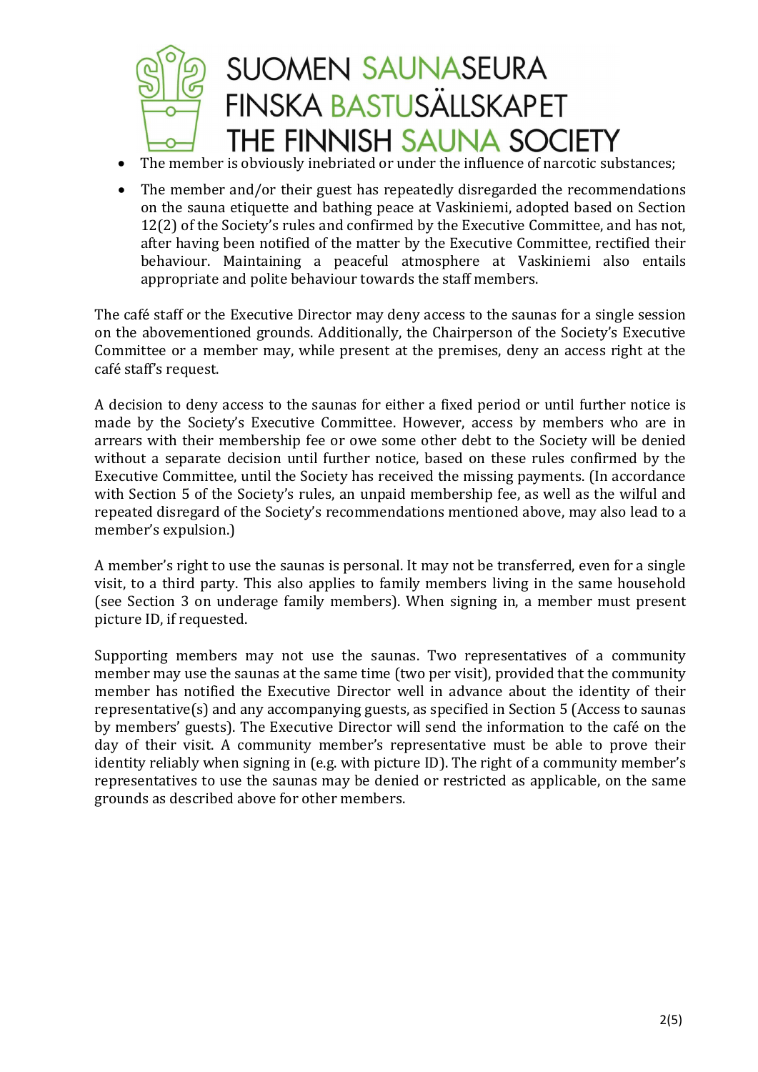- The member is obviously inebriated or under the influence of narcotic substances;
- The member and/or their guest has repeatedly disregarded the recommendations on the sauna etiquette and bathing peace at Vaskiniemi, adopted based on Section 12(2) of the Society's rules and confirmed by the Executive Committee, and has not, after having been notified of the matter by the Executive Committee, rectified their behaviour. Maintaining a peaceful atmosphere at Vaskiniemi also entails appropriate and polite behaviour towards the staff members.

The café staff or the Executive Director may deny access to the saunas for a single session on the abovementioned grounds. Additionally, the Chairperson of the Society's Executive Committee or a member may, while present at the premises, deny an access right at the café staff's request.

A decision to deny access to the saunas for either a fixed period or until further notice is made by the Society's Executive Committee. However, access by members who are in arrears with their membership fee or owe some other debt to the Society will be denied without a separate decision until further notice, based on these rules confirmed by the Executive Committee, until the Society has received the missing payments. (In accordance with Section 5 of the Society's rules, an unpaid membership fee, as well as the wilful and repeated disregard of the Society's recommendations mentioned above, may also lead to a member's expulsion.)

A member's right to use the saunas is personal. It may not be transferred, even for a single visit, to a third party. This also applies to family members living in the same household (see Section 3 on underage family members). When signing in, a member must present picture ID, if requested.

Supporting members may not use the saunas. Two representatives of a community member may use the saunas at the same time (two per visit), provided that the community member has notified the Executive Director well in advance about the identity of their representative(s) and any accompanying guests, as specified in Section 5 (Access to saunas by members' guests). The Executive Director will send the information to the café on the day of their visit. A community member's representative must be able to prove their identity reliably when signing in (e.g. with picture ID). The right of a community member's representatives to use the saunas may be denied or restricted as applicable, on the same grounds as described above for other members.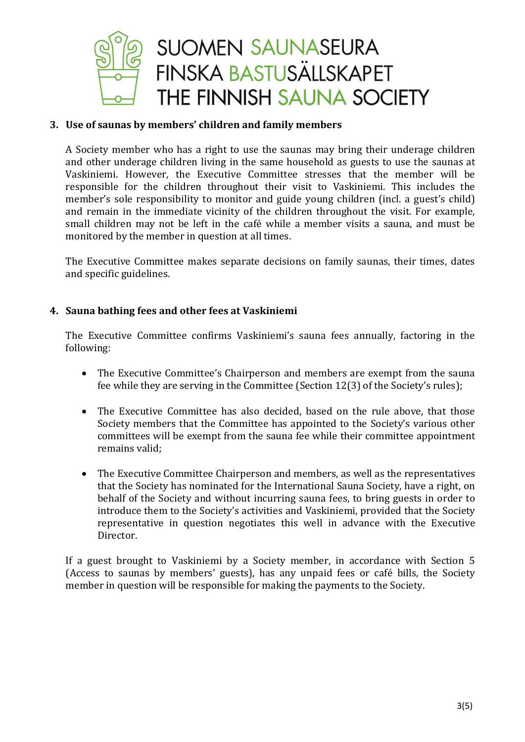### 3. Use of saunas by members' children and family members

A Society member who has a right to use the saunas may bring their underage children and other underage children living in the same household as guests to use the saunas at Vaskiniemi. However, the Executive Committee stresses that the member will be responsible for the children throughout their visit to Vaskiniemi. This includes the member's sole responsibility to monitor and guide young children (incl. a guest's child) and remain in the immediate vicinity of the children throughout the visit. For example, small children may not be left in the café while a member visits a sauna, and must be monitored by the member in question at all times.

The Executive Committee makes separate decisions on family saunas, their times, dates and specific guidelines.

### 4. Sauna bathing fees and other fees at Vaskiniemi

The Executive Committee confirms Vaskiniemi's sauna fees annually, factoring in the following:

- The Executive Committee's Chairperson and members are exempt from the sauna fee while they are serving in the Committee (Section 12(3) of the Society's rules);

- The Executive Committee has also decided, based on the rule above, that those Society members that the Committee has appointed to the Society's various other committees will be exempt from the sauna fee while their committee appointment remains valid;

- The Executive Committee Chairperson and members, as well as the representatives that the Society has nominated for the International Sauna Society, have a right, on behalf of the Society and without incurring sauna fees, to bring guests in order to introduce them to the Society's activities and Vaskiniemi, provided that the Society representative in question negotiates this well in advance with the Executive Director.

If a guest brought to Vaskiniemi by a Society member, in accordance with Section 5 (Access to saunas by members' guests), has any unpaid fees or café bills, the Society member in question will be responsible for making the payments to the Society.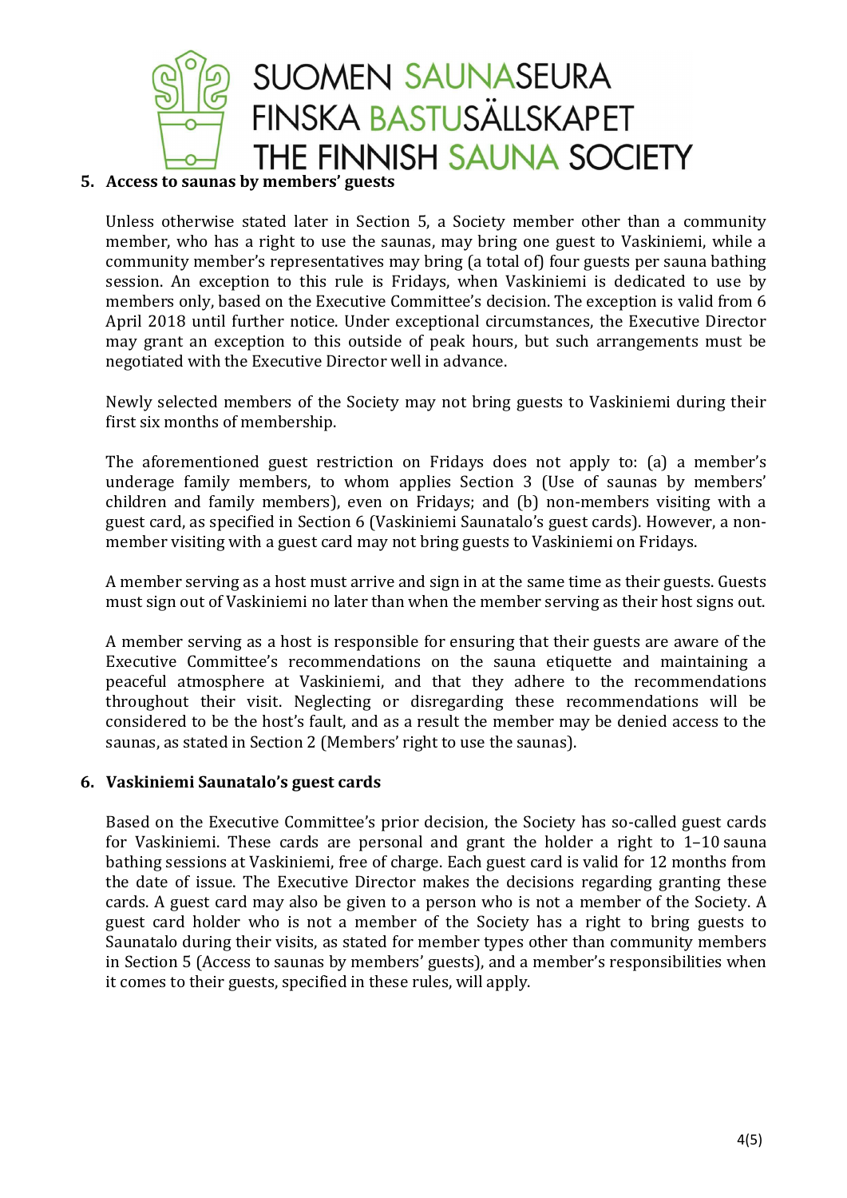## 5. Access to saunas by members' guests

Unless otherwise stated later in Section 5, a Society member other than a community member, who has a right to use the saunas, may bring one guest to Vaskiniemi, while a community member's representatives may bring (a total of) four guests per sauna bathing session. An exception to this rule is Fridays, when Vaskiniemi is dedicated to use by members only, based on the Executive Committee's decision. The exception is valid from 6 April 2018 until further notice. Under exceptional circumstances, the Executive Director may grant an exception to this outside of peak hours, but such arrangements must be negotiated with the Executive Director well in advance.

Newly selected members of the Society may not bring guests to Vaskiniemi during their first six months of membership.

The aforementioned guest restriction on Fridays does not apply to: (a) a member's underage family members, to whom applies Section 3 (Use of saunas by members' children and family members), even on Fridays; and (b) non-members visiting with a guest card, as specified in Section 6 (Vaskiniemi Saunatalo's guest cards). However, a non-member visiting with a guest card may not bring guests to Vaskiniemi on Fridays.

A member serving as a host must arrive and sign in at the same time as their guests. Guests must sign out of Vaskiniemi no later than when the member serving as their host signs out.

A member serving as a host is responsible for ensuring that their guests are aware of the Executive Committee's recommendations on the sauna etiquette and maintaining a peaceful atmosphere at Vaskiniemi, and that they adhere to the recommendations throughout their visit. Neglecting or disregarding these recommendations will be considered to be the host's fault, and as a result the member may be denied access to the saunas, as stated in Section 2 (Members' right to use the saunas).

## 6. Vaskiniemi Saunatalo's guest cards

Based on the Executive Committee's prior decision, the Society has so-called guest cards for Vaskiniemi. These cards are personal and grant the holder a right to 1–10 sauna bathing sessions at Vaskiniemi, free of charge. Each guest card is valid for 12 months from the date of issue. The Executive Director makes the decisions regarding granting these cards. A guest card may also be given to a person who is not a member of the Society. A guest card holder who is not a member of the Society has a right to bring guests to Saunatalo during their visits, as stated for member types other than community members in Section 5 (Access to saunas by members' guests), and a member's responsibilities when it comes to their guests, specified in these rules, will apply.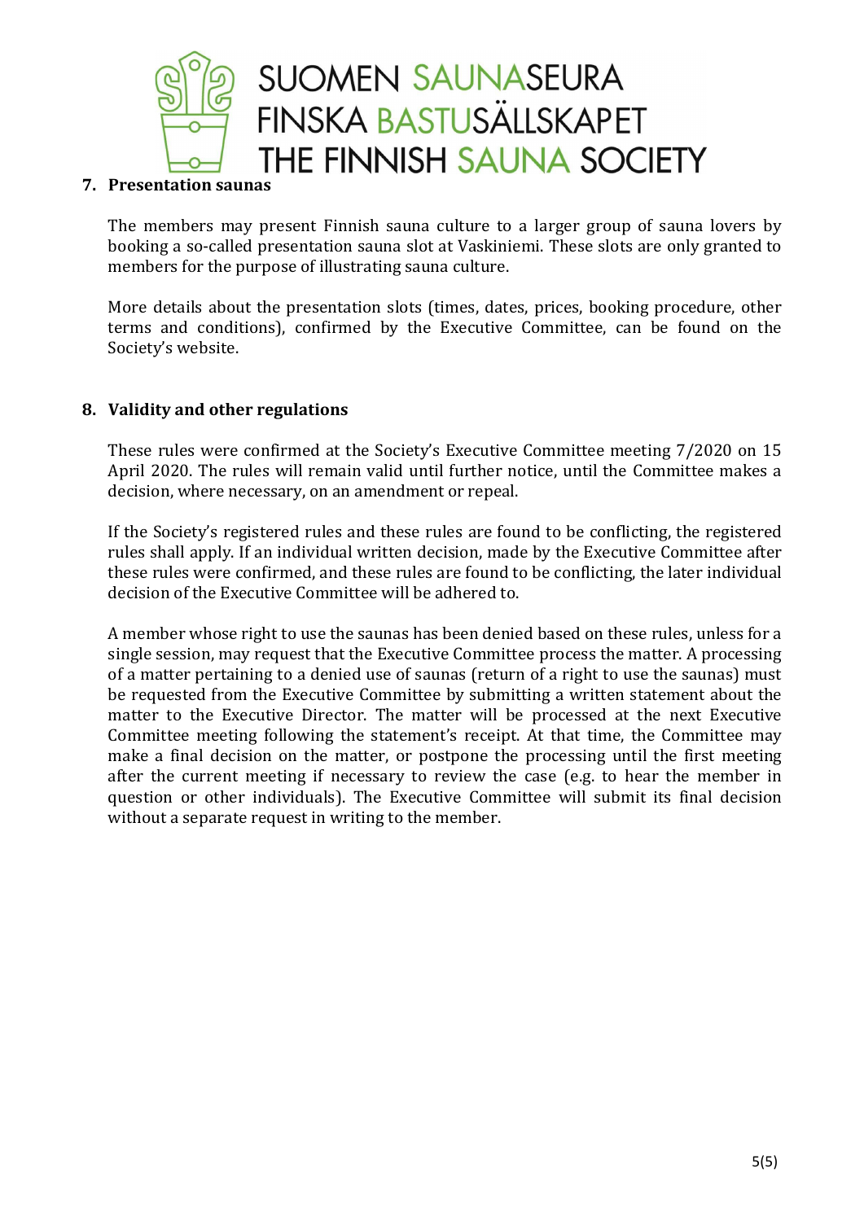## 7. Presentation saunas

The members may present Finnish sauna culture to a larger group of sauna lovers by booking a so-called presentation sauna slot at Vaskiniemi. These slots are only granted to members for the purpose of illustrating sauna culture.

More details about the presentation slots (times, dates, prices, booking procedure, other terms and conditions), confirmed by the Executive Committee, can be found on the Society's website.

## 8. Validity and other regulations

These rules were confirmed at the Society's Executive Committee meeting 7/2020 on 15 April 2020. The rules will remain valid until further notice, until the Committee makes a decision, where necessary, on an amendment or repeal.

If the Society's registered rules and these rules are found to be conflicting, the registered rules shall apply. If an individual written decision, made by the Executive Committee after these rules were confirmed, and these rules are found to be conflicting, the later individual decision of the Executive Committee will be adhered to.

A member whose right to use the saunas has been denied based on these rules, unless for a single session, may request that the Executive Committee process the matter. A processing of a matter pertaining to a denied use of saunas (return of a right to use the saunas) must be requested from the Executive Committee by submitting a written statement about the matter to the Executive Director. The matter will be processed at the next Executive Committee meeting following the statement's receipt. At that time, the Committee may make a final decision on the matter, or postpone the processing until the first meeting after the current meeting if necessary to review the case (e.g. to hear the member in question or other individuals). The Executive Committee will submit its final decision without a separate request in writing to the member.